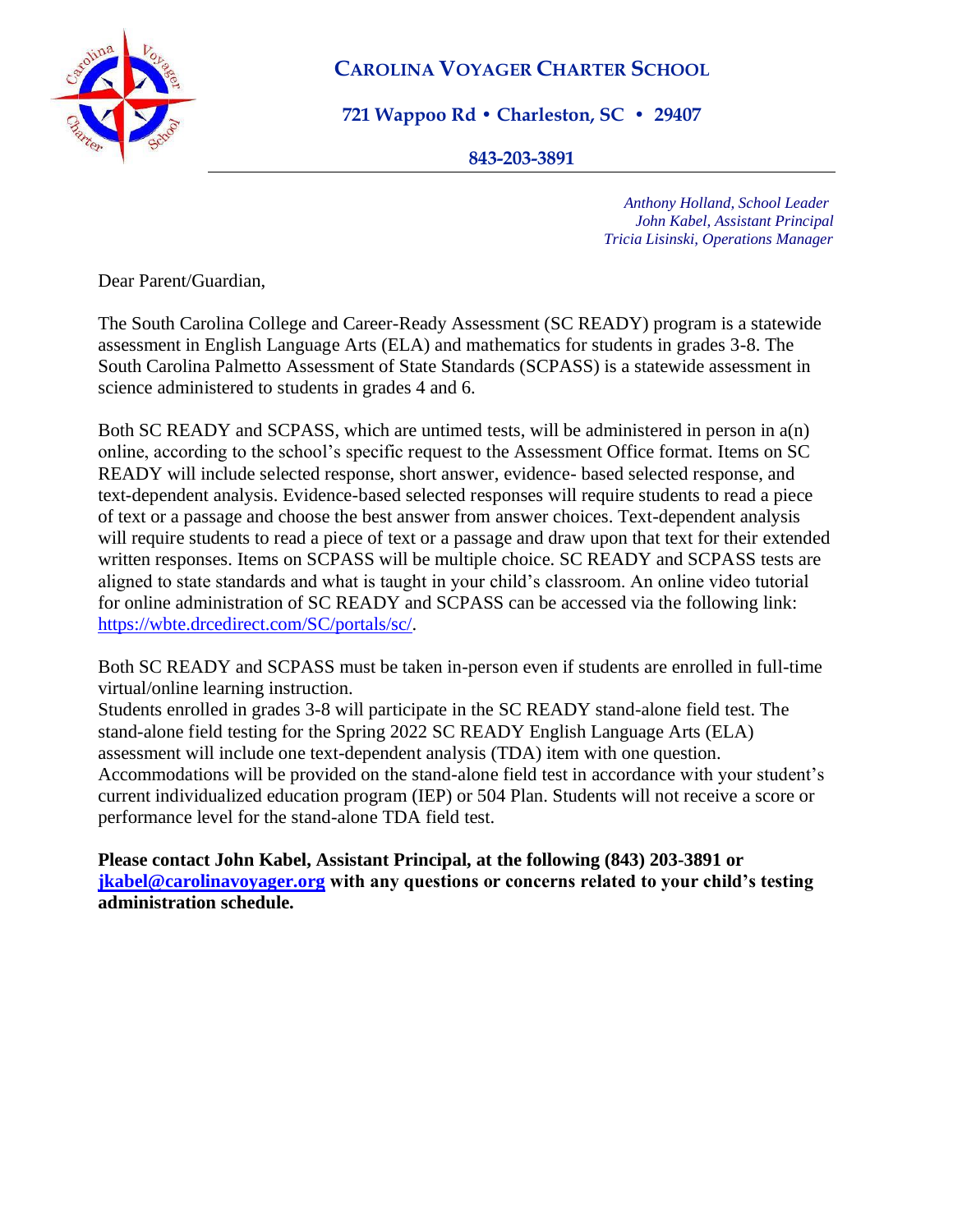# CAROLINA VOYAGER CHARTER SCHOOL

**721 Wappoo Rd • Charleston, SC • 29407**

**843-203-3891**

*Anthony Holland, School Leader*
*John Kabel, Assistant Principal*
*Tricia Lisinski, Operations Manager*

Dear Parent/Guardian,

The South Carolina College and Career-Ready Assessment (SC READY) program is a statewide assessment in English Language Arts (ELA) and mathematics for students in grades 3-8. The South Carolina Palmetto Assessment of State Standards (SCPASS) is a statewide assessment in science administered to students in grades 4 and 6.

Both SC READY and SCPASS, which are untimed tests, will be administered in person in a(n) online, according to the school's specific request to the Assessment Office format. Items on SC READY will include selected response, short answer, evidence- based selected response, and text-dependent analysis. Evidence-based selected responses will require students to read a piece of text or a passage and choose the best answer from answer choices. Text-dependent analysis will require students to read a piece of text or a passage and draw upon that text for their extended written responses. Items on SCPASS will be multiple choice. SC READY and SCPASS tests are aligned to state standards and what is taught in your child's classroom. An online video tutorial for online administration of SC READY and SCPASS can be accessed via the following link: [https://wbte.drcedirect.com/SC/portals/sc/](https://wbte.drcedirect.com/SC/portals/sc/).

Both SC READY and SCPASS must be taken in-person even if students are enrolled in full-time virtual/online learning instruction.
Students enrolled in grades 3-8 will participate in the SC READY stand-alone field test. The stand-alone field testing for the Spring 2022 SC READY English Language Arts (ELA) assessment will include one text-dependent analysis (TDA) item with one question. Accommodations will be provided on the stand-alone field test in accordance with your student's current individualized education program (IEP) or 504 Plan. Students will not receive a score or performance level for the stand-alone TDA field test.

**Please contact John Kabel, Assistant Principal, at the following (843) 203-3891 or [jkabel@carolinavoyager.org](mailto:jkabel@carolinavoyager.org) with any questions or concerns related to your child's testing administration schedule.**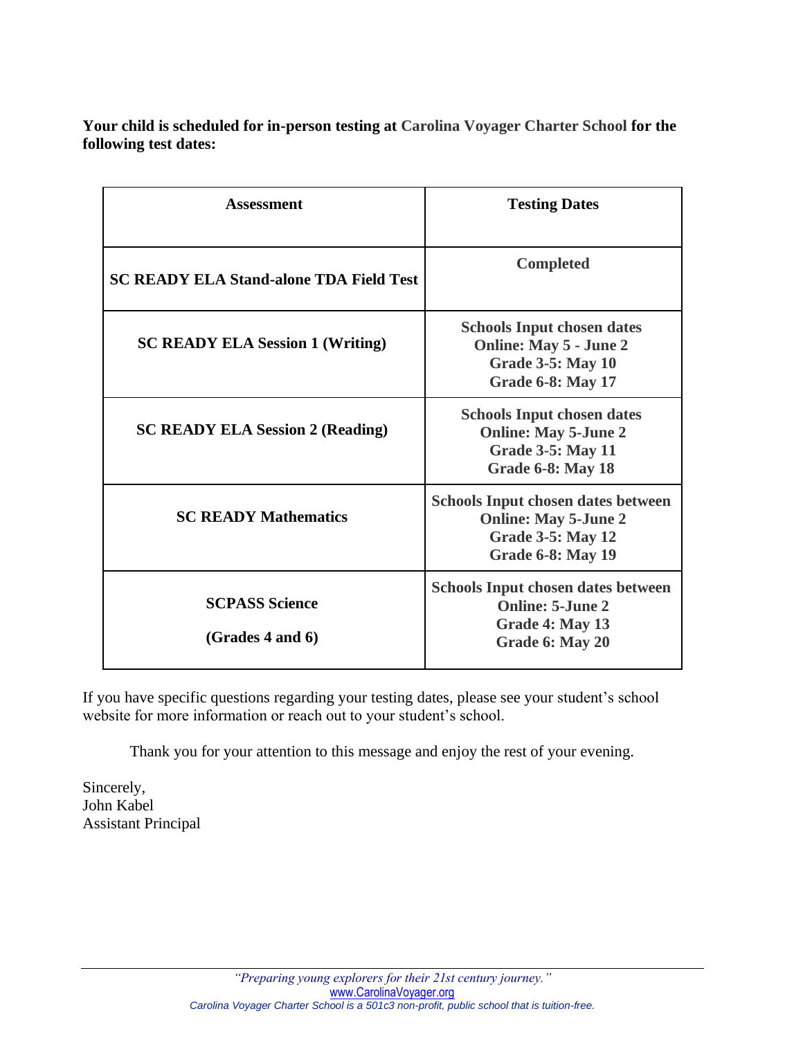**Your child is scheduled for in-person testing at Carolina Voyager Charter School for the following test dates:**

| Assessment | Testing Dates |
|---|---|
| **SC READY ELA Stand-alone TDA Field Test** | **Completed** |
| **SC READY ELA Session 1 (Writing)** | **Schools Input chosen dates**<br>**Online: May 5 - June 2**<br>**Grade 3-5: May 10**<br>**Grade 6-8: May 17** |
| **SC READY ELA Session 2 (Reading)** | **Schools Input chosen dates**<br>**Online: May 5-June 2**<br>**Grade 3-5: May 11**<br>**Grade 6-8: May 18** |
| **SC READY Mathematics** | **Schools Input chosen dates between**<br>**Online: May 5-June 2**<br>**Grade 3-5: May 12**<br>**Grade 6-8: May 19** |
| **SCPASS Science**<br>**(Grades 4 and 6)** | **Schools Input chosen dates between**<br>**Online: 5-June 2**<br>**Grade 4: May 13**<br>**Grade 6: May 20** |

If you have specific questions regarding your testing dates, please see your student's school website for more information or reach out to your student's school.

Thank you for your attention to this message and enjoy the rest of your evening.

Sincerely,
John Kabel
Assistant Principal

*"Preparing young explorers for their 21st century journey."*
www.CarolinaVoyager.org
*Carolina Voyager Charter School is a 501c3 non-profit, public school that is tuition-free.*